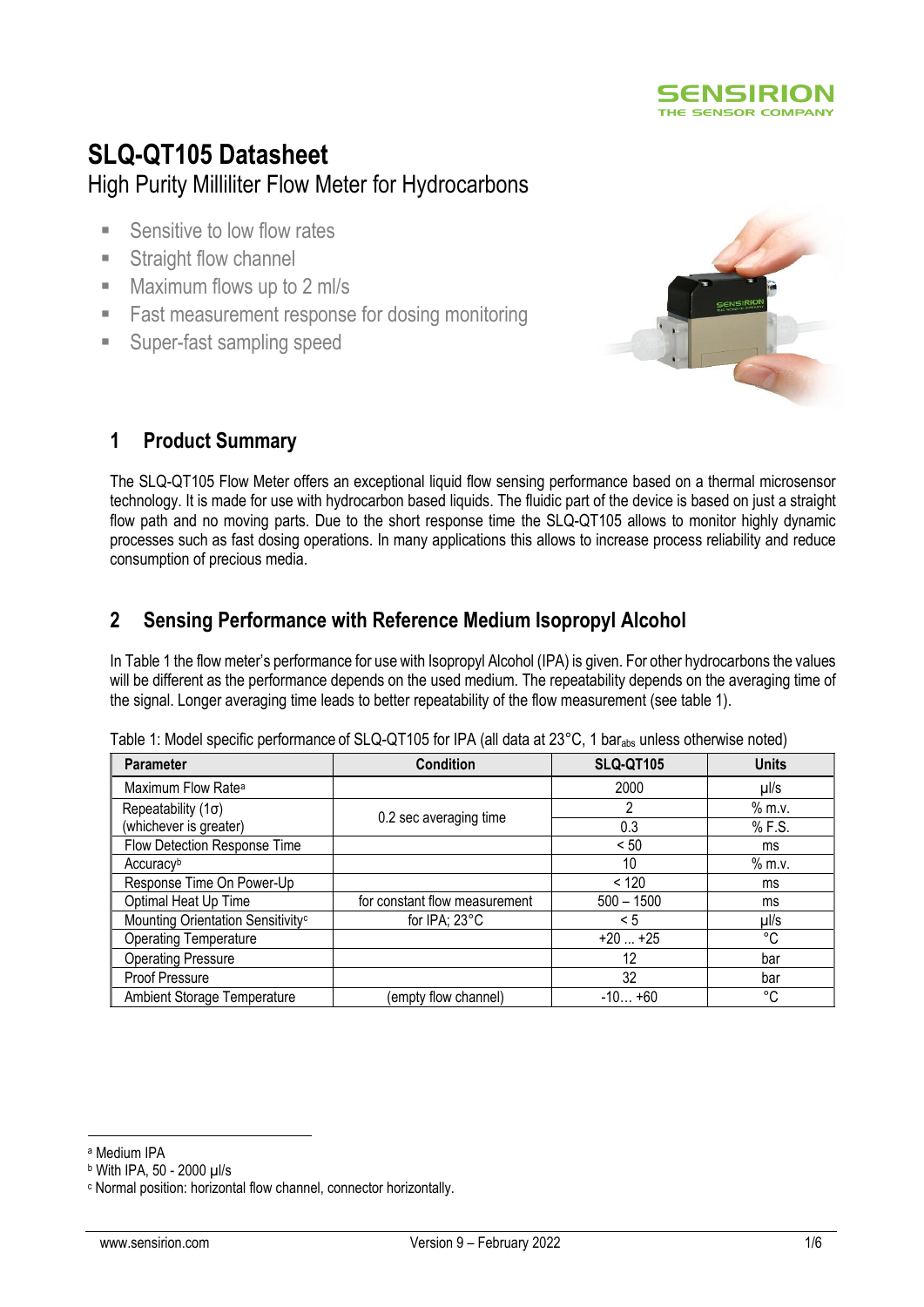# SLQ-QT105 Datasheet

High Purity Milliliter Flow Meter for Hydrocarbons

- Sensitive to low flow rates
- Straight flow channel
- Maximum flows up to 2 ml/s
- Fast measurement response for dosing monitoring
- Super-fast sampling speed

## 1 Product Summary

The SLQ-QT105 Flow Meter offers an exceptional liquid flow sensing performance based on a thermal microsensor technology. It is made for use with hydrocarbon based liquids. The fluidic part of the device is based on just a straight flow path and no moving parts. Due to the short response time the SLQ-QT105 allows to monitor highly dynamic processes such as fast dosing operations. In many applications this allows to increase process reliability and reduce consumption of precious media.

## 2 Sensing Performance with Reference Medium Isopropyl Alcohol

In Table 1 the flow meter's performance for use with Isopropyl Alcohol (IPA) is given. For other hydrocarbons the values will be different as the performance depends on the used medium. The repeatability depends on the averaging time of the signal. Longer averaging time leads to better repeatability of the flow measurement (see table 1).

Table 1: Model specific performance of SLQ-QT105 for IPA (all data at 23°C, 1 $bar_{abs}$ unless otherwise noted)

| Parameter | Condition | SLQ-QT105 | Units |
|---|---|---|---|
| Maximum Flow Rate[a] | | 2000 | µl/s |
| Repeatability (1σ) (whichever is greater) | 0.2 sec averaging time | 2 | % m.v. |
| | | 0.3 | % F.S. |
| Flow Detection Response Time | | < 50 | ms |
| Accuracy[b] | | 10 | % m.v. |
| Response Time On Power-Up | | < 120 | ms |
| Optimal Heat Up Time | for constant flow measurement | 500 – 1500 | ms |
| Mounting Orientation Sensitivity[c] | for IPA; 23°C | < 5 | µl/s |
| Operating Temperature | | +20 ... +25 | °C |
| Operating Pressure | | 12 | bar |
| Proof Pressure | | 32 | bar |
| Ambient Storage Temperature | (empty flow channel) | -10… +60 | °C |

[a] Medium IPA
[b] With IPA, 50 - 2000 µl/s
[c] Normal position: horizontal flow channel, connector horizontally.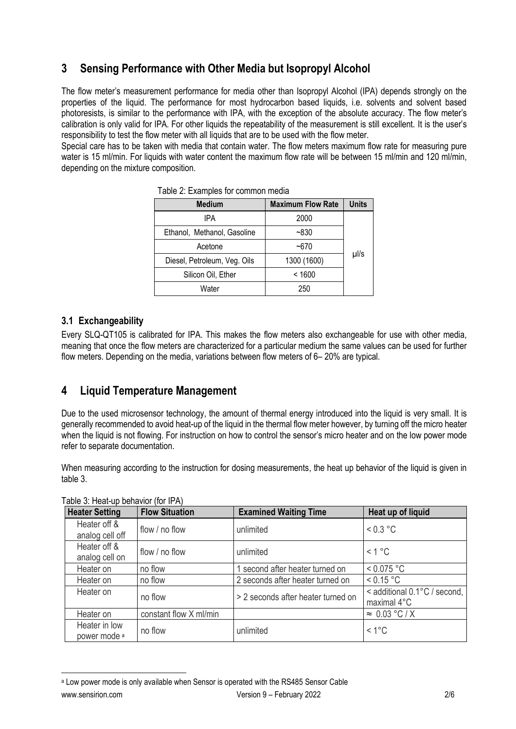## 3 Sensing Performance with Other Media but Isopropyl Alcohol

The flow meter's measurement performance for media other than Isopropyl Alcohol (IPA) depends strongly on the properties of the liquid. The performance for most hydrocarbon based liquids, i.e. solvents and solvent based photoresists, is similar to the performance with IPA, with the exception of the absolute accuracy. The flow meter's calibration is only valid for IPA. For other liquids the repeatability of the measurement is still excellent. It is the user's responsibility to test the flow meter with all liquids that are to be used with the flow meter.

Special care has to be taken with media that contain water. The flow meters maximum flow rate for measuring pure water is 15 ml/min. For liquids with water content the maximum flow rate will be between 15 ml/min and 120 ml/min, depending on the mixture composition.

Table 2: Examples for common media

| Medium | Maximum Flow Rate | Units |
|---|---|---|
| IPA | 2000 | µl/s |
| Ethanol, Methanol, Gasoline | ~830 | |
| Acetone | ~670 | |
| Diesel, Petroleum, Veg. Oils | 1300 (1600) | |
| Silicon Oil, Ether | < 1600 | |
| Water | 250 | |

### 3.1 Exchangeability

Every SLQ-QT105 is calibrated for IPA. This makes the flow meters also exchangeable for use with other media, meaning that once the flow meters are characterized for a particular medium the same values can be used for further flow meters. Depending on the media, variations between flow meters of 6– 20% are typical.

## 4 Liquid Temperature Management

Due to the used microsensor technology, the amount of thermal energy introduced into the liquid is very small. It is generally recommended to avoid heat-up of the liquid in the thermal flow meter however, by turning off the micro heater when the liquid is not flowing. For instruction on how to control the sensor's micro heater and on the low power mode refer to separate documentation.

When measuring according to the instruction for dosing measurements, the heat up behavior of the liquid is given in table 3.

Table 3: Heat-up behavior (for IPA)

| Heater Setting | Flow Situation | Examined Waiting Time | Heat up of liquid |
|---|---|---|---|
| Heater off & analog cell off | flow / no flow | unlimited | < 0.3 °C |
| Heater off & analog cell on | flow / no flow | unlimited | < 1 °C |
| Heater on | no flow | 1 second after heater turned on | < 0.075 °C |
| Heater on | no flow | 2 seconds after heater turned on | < 0.15 °C |
| Heater on | no flow | > 2 seconds after heater turned on | < additional 0.1°C / second, maximal 4°C |
| Heater on | constant flow X ml/min | | ≈ 0.03 °C / X |
| Heater in low power mode [a] | no flow | unlimited | < 1°C |

[a] Low power mode is only available when Sensor is operated with the RS485 Sensor Cable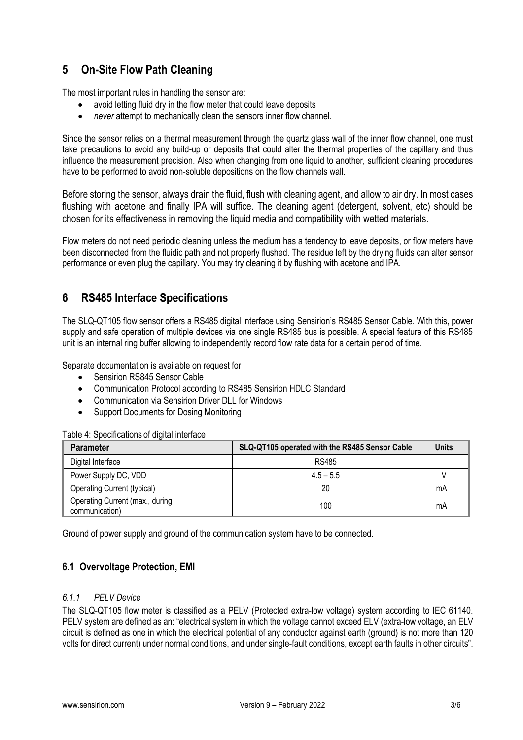## 5 On-Site Flow Path Cleaning

The most important rules in handling the sensor are:

- avoid letting fluid dry in the flow meter that could leave deposits
- *never* attempt to mechanically clean the sensors inner flow channel.

Since the sensor relies on a thermal measurement through the quartz glass wall of the inner flow channel, one must take precautions to avoid any build-up or deposits that could alter the thermal properties of the capillary and thus influence the measurement precision. Also when changing from one liquid to another, sufficient cleaning procedures have to be performed to avoid non-soluble depositions on the flow channels wall.

Before storing the sensor, always drain the fluid, flush with cleaning agent, and allow to air dry. In most cases flushing with acetone and finally IPA will suffice. The cleaning agent (detergent, solvent, etc) should be chosen for its effectiveness in removing the liquid media and compatibility with wetted materials.

Flow meters do not need periodic cleaning unless the medium has a tendency to leave deposits, or flow meters have been disconnected from the fluidic path and not properly flushed. The residue left by the drying fluids can alter sensor performance or even plug the capillary. You may try cleaning it by flushing with acetone and IPA.

## 6 RS485 Interface Specifications

The SLQ-QT105 flow sensor offers a RS485 digital interface using Sensirion's RS485 Sensor Cable. With this, power supply and safe operation of multiple devices via one single RS485 bus is possible. A special feature of this RS485 unit is an internal ring buffer allowing to independently record flow rate data for a certain period of time.

Separate documentation is available on request for

- Sensirion RS845 Sensor Cable
- Communication Protocol according to RS485 Sensirion HDLC Standard
- Communication via Sensirion Driver DLL for Windows
- Support Documents for Dosing Monitoring

Table 4: Specifications of digital interface

| Parameter | SLQ-QT105 operated with the RS485 Sensor Cable | Units |
|---|---|---|
| Digital Interface | RS485 | |
| Power Supply DC, VDD | 4.5 – 5.5 | V |
| Operating Current (typical) | 20 | mA |
| Operating Current (max., during communication) | 100 | mA |

Ground of power supply and ground of the communication system have to be connected.

### 6.1 Overvoltage Protection, EMI

#### *6.1.1 PELV Device*

The SLQ-QT105 flow meter is classified as a PELV (Protected extra-low voltage) system according to IEC 61140. PELV system are defined as an: "electrical system in which the voltage cannot exceed ELV (extra-low voltage, an ELV circuit is defined as one in which the electrical potential of any conductor against earth (ground) is not more than 120 volts for direct current) under normal conditions, and under single-fault conditions, except earth faults in other circuits".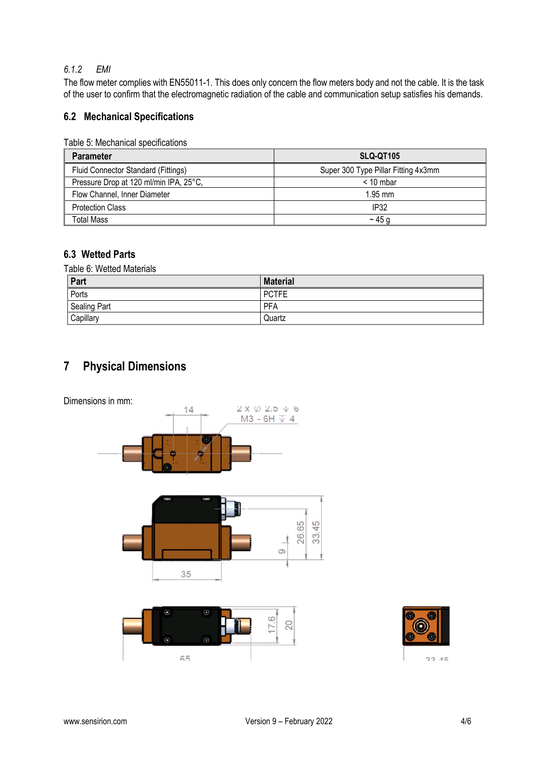### 6.1.2 EMI

The flow meter complies with EN55011-1. This does only concern the flow meters body and not the cable. It is the task of the user to confirm that the electromagnetic radiation of the cable and communication setup satisfies his demands.

## 6.2 Mechanical Specifications

Table 5: Mechanical specifications

| Parameter | SLQ-QT105 |
|---|---|
| Fluid Connector Standard (Fittings) | Super 300 Type Pillar Fitting 4x3mm |
| Pressure Drop at 120 ml/min IPA, 25°C, | < 10 mbar |
| Flow Channel, Inner Diameter | 1.95 mm |
| Protection Class | IP32 |
| Total Mass | ~ 45 g |

## 6.3 Wetted Parts

Table 6: Wetted Materials

| Part | Material |
|---|---|
| Ports | PCTFE |
| Sealing Part | PFA |
| Capillary | Quartz |

# 7 Physical Dimensions

Dimensions in mm: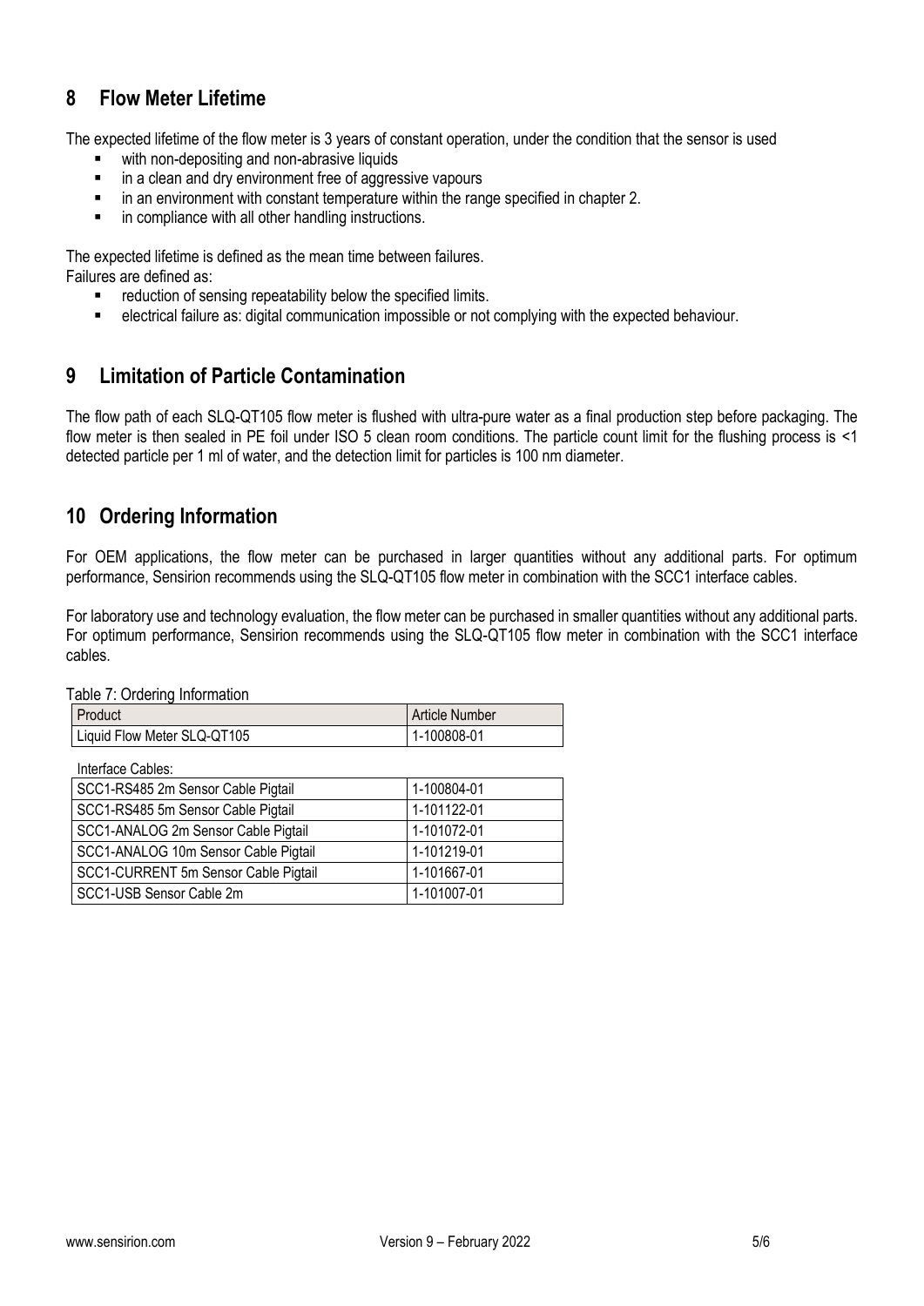## 8 Flow Meter Lifetime

The expected lifetime of the flow meter is 3 years of constant operation, under the condition that the sensor is used

- with non-depositing and non-abrasive liquids
- in a clean and dry environment free of aggressive vapours
- in an environment with constant temperature within the range specified in chapter 2.
- in compliance with all other handling instructions.

The expected lifetime is defined as the mean time between failures.
Failures are defined as:

- reduction of sensing repeatability below the specified limits.
- electrical failure as: digital communication impossible or not complying with the expected behaviour.

## 9 Limitation of Particle Contamination

The flow path of each SLQ-QT105 flow meter is flushed with ultra-pure water as a final production step before packaging. The flow meter is then sealed in PE foil under ISO 5 clean room conditions. The particle count limit for the flushing process is <1 detected particle per 1 ml of water, and the detection limit for particles is 100 nm diameter.

## 10 Ordering Information

For OEM applications, the flow meter can be purchased in larger quantities without any additional parts. For optimum performance, Sensirion recommends using the SLQ-QT105 flow meter in combination with the SCC1 interface cables.

For laboratory use and technology evaluation, the flow meter can be purchased in smaller quantities without any additional parts. For optimum performance, Sensirion recommends using the SLQ-QT105 flow meter in combination with the SCC1 interface cables.

Table 7: Ordering Information

| Product | Article Number |
|---|---|
| Liquid Flow Meter SLQ-QT105 | 1-100808-01 |
| Interface Cables: | |
| SCC1-RS485 2m Sensor Cable Pigtail | 1-100804-01 |
| SCC1-RS485 5m Sensor Cable Pigtail | 1-101122-01 |
| SCC1-ANALOG 2m Sensor Cable Pigtail | 1-101072-01 |
| SCC1-ANALOG 10m Sensor Cable Pigtail | 1-101219-01 |
| SCC1-CURRENT 5m Sensor Cable Pigtail | 1-101667-01 |
| SCC1-USB Sensor Cable 2m | 1-101007-01 |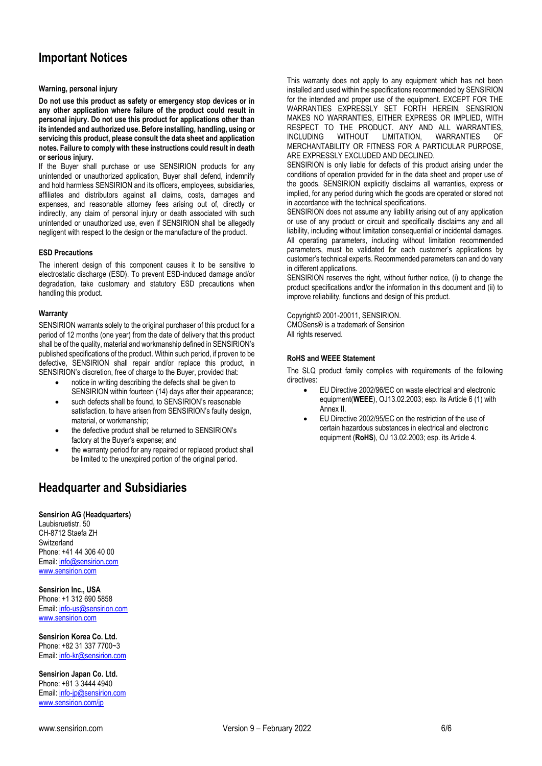## Important Notices

**Warning, personal injury**

**Do not use this product as safety or emergency stop devices or in any other application where failure of the product could result in personal injury. Do not use this product for applications other than its intended and authorized use. Before installing, handling, using or servicing this product, please consult the data sheet and application notes. Failure to comply with these instructions could result in death or serious injury.**

If the Buyer shall purchase or use SENSIRION products for any unintended or unauthorized application, Buyer shall defend, indemnify and hold harmless SENSIRION and its officers, employees, subsidiaries, affiliates and distributors against all claims, costs, damages and expenses, and reasonable attorney fees arising out of, directly or indirectly, any claim of personal injury or death associated with such unintended or unauthorized use, even if SENSIRION shall be allegedly negligent with respect to the design or the manufacture of the product.

**ESD Precautions**

The inherent design of this component causes it to be sensitive to electrostatic discharge (ESD). To prevent ESD-induced damage and/or degradation, take customary and statutory ESD precautions when handling this product.

**Warranty**

SENSIRION warrants solely to the original purchaser of this product for a period of 12 months (one year) from the date of delivery that this product shall be of the quality, material and workmanship defined in SENSIRION's published specifications of the product. Within such period, if proven to be defective, SENSIRION shall repair and/or replace this product, in SENSIRION's discretion, free of charge to the Buyer, provided that:

- notice in writing describing the defects shall be given to SENSIRION within fourteen (14) days after their appearance;
- such defects shall be found, to SENSIRION's reasonable satisfaction, to have arisen from SENSIRION's faulty design, material, or workmanship;
- the defective product shall be returned to SENSIRION's factory at the Buyer's expense; and
- the warranty period for any repaired or replaced product shall be limited to the unexpired portion of the original period.

This warranty does not apply to any equipment which has not been installed and used within the specifications recommended by SENSIRION for the intended and proper use of the equipment. EXCEPT FOR THE WARRANTIES EXPRESSLY SET FORTH HEREIN, SENSIRION MAKES NO WARRANTIES, EITHER EXPRESS OR IMPLIED, WITH RESPECT TO THE PRODUCT. ANY AND ALL WARRANTIES, INCLUDING WITHOUT LIMITATION, WARRANTIES OF MERCHANTABILITY OR FITNESS FOR A PARTICULAR PURPOSE, ARE EXPRESSLY EXCLUDED AND DECLINED.

SENSIRION is only liable for defects of this product arising under the conditions of operation provided for in the data sheet and proper use of the goods. SENSIRION explicitly disclaims all warranties, express or implied, for any period during which the goods are operated or stored not in accordance with the technical specifications.

SENSIRION does not assume any liability arising out of any application or use of any product or circuit and specifically disclaims any and all liability, including without limitation consequential or incidental damages. All operating parameters, including without limitation recommended parameters, must be validated for each customer's applications by customer's technical experts. Recommended parameters can and do vary in different applications.

SENSIRION reserves the right, without further notice, (i) to change the product specifications and/or the information in this document and (ii) to improve reliability, functions and design of this product.

Copyright© 2001-20011, SENSIRION.
CMOSens® is a trademark of Sensirion
All rights reserved.

**RoHS and WEEE Statement**

The SLQ product family complies with requirements of the following directives:

- EU Directive 2002/96/EC on waste electrical and electronic equipment(**WEEE**), OJ13.02.2003; esp. its Article 6 (1) with Annex II.
- EU Directive 2002/95/EC on the restriction of the use of certain hazardous substances in electrical and electronic equipment (**RoHS**), OJ 13.02.2003; esp. its Article 4.

## Headquarter and Subsidiaries

**Sensirion AG (Headquarters)**
Laubisruetistr. 50
CH-8712 Staefa ZH
Switzerland
Phone: +41 44 306 40 00
Email: info@sensirion.com
www.sensirion.com

**Sensirion Inc., USA**
Phone: +1 312 690 5858
Email: info-us@sensirion.com
www.sensirion.com

**Sensirion Korea Co. Ltd.**
Phone: +82 31 337 7700~3
Email: info-kr@sensirion.com

**Sensirion Japan Co. Ltd.**
Phone: +81 3 3444 4940
Email: info-jp@sensirion.com
www.sensirion.com/jp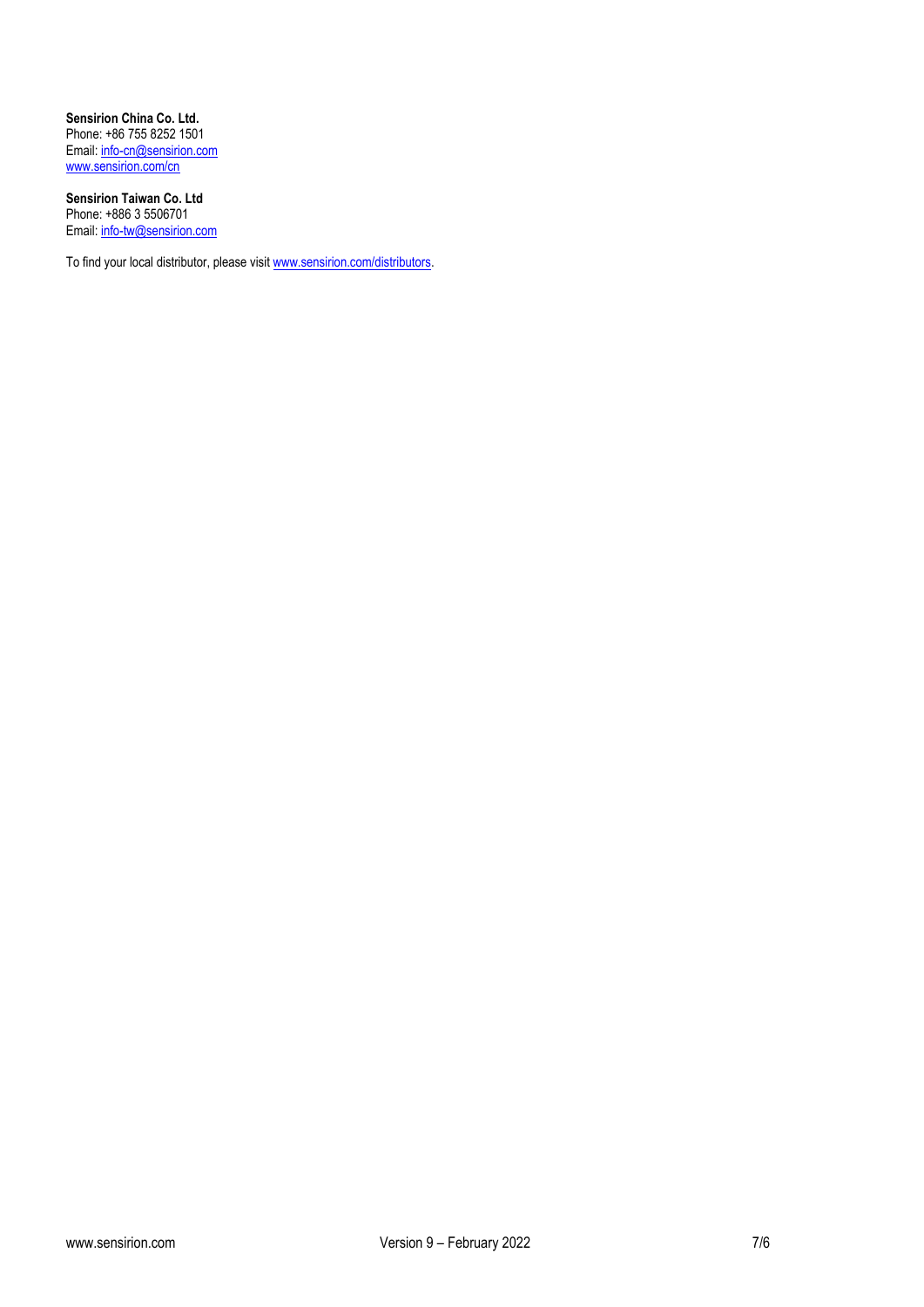**Sensirion China Co. Ltd.**
Phone: +86 755 8252 1501
Email: info-cn@sensirion.com
www.sensirion.com/cn

**Sensirion Taiwan Co. Ltd**
Phone: +886 3 5506701
Email: info-tw@sensirion.com

To find your local distributor, please visit www.sensirion.com/distributors.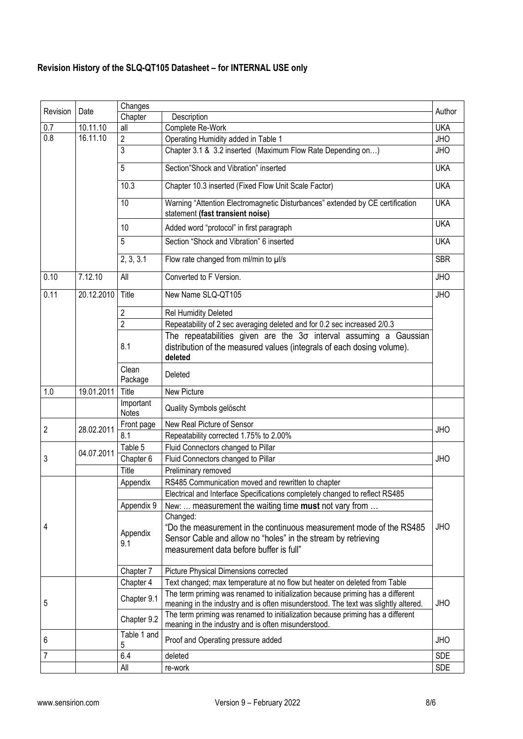**Revision History of the SLQ-QT105 Datasheet – for INTERNAL USE only**

| Revision | Date | Changes | | Author |
|---|---|---|---|---|
| | | Chapter | Description | |
| 0.7 | 10.11.10 | all | Complete Re-Work | UKA |
| 0.8 | 16.11.10 | 2 | Operating Humidity added in Table 1 | JHO |
| | | 3 | Chapter 3.1 & 3.2 inserted (Maximum Flow Rate Depending on…) | JHO |
| | | 5 | Section"Shock and Vibration" inserted | UKA |
| | | 10.3 | Chapter 10.3 inserted (Fixed Flow Unit Scale Factor) | UKA |
| | | 10 | Warning "Attention Electromagnetic Disturbances" extended by CE certification statement **(fast transient noise)** | UKA |
| | | 10 | Added word "protocol" in first paragraph | UKA |
| | | 5 | Section "Shock and Vibration" 6 inserted | UKA |
| | | 2, 3, 3.1 | Flow rate changed from ml/min to µl/s | SBR |
| 0.10 | 7.12.10 | All | Converted to F Version. | JHO |
| 0.11 | 20.12.2010 | Title | New Name SLQ-QT105 | JHO |
| | | 2 | Rel Humidity Deleted | |
| | | 2 | Repeatability of 2 sec averaging deleted and for 0.2 sec increased 2/0.3 | |
| | | 8.1 | The repeatabilities given are the 3σ interval assuming a Gaussian distribution of the measured values (integrals of each dosing volume). **deleted** | |
| | | Clean Package | Deleted | |
| 1.0 | 19.01.2011 | Title | New Picture | |
| | | Important Notes | Quality Symbols gelöscht | |
| 2 | 28.02.2011 | Front page | New Real Picture of Sensor | JHO |
| | | 8.1 | Repeatability corrected 1.75% to 2.00% | |
| 3 | 04.07.2011 | Table 5 | Fluid Connectors changed to Pillar | JHO |
| | | Chapter 6 | Fluid Connectors changed to Pillar | |
| | | Title | Preliminary removed | |
| 4 | | Appendix | RS485 Communication moved and rewritten to chapter | JHO |
| | | | Electrical and Interface Specifications completely changed to reflect RS485 | |
| | | Appendix 9 | New: … measurement the waiting time **must** not vary from … | |
| | | Appendix 9.1 | Changed: "Do the measurement in the continuous measurement mode of the RS485 Sensor Cable and allow no "holes" in the stream by retrieving measurement data before buffer is full" | |
| | | Chapter 7 | Picture Physical Dimensions corrected | |
| 5 | | Chapter 4 | Text changed; max temperature at no flow but heater on deleted from Table | JHO |
| | | Chapter 9.1 | The term priming was renamed to initialization because priming has a different meaning in the industry and is often misunderstood. The text was slightly altered. | |
| | | Chapter 9.2 | The term priming was renamed to initialization because priming has a different meaning in the industry and is often misunderstood. | |
| 6 | | Table 1 and 5 | Proof and Operating pressure added | JHO |
| 7 | | 6.4 | deleted | SDE |
| | | All | re-work | SDE |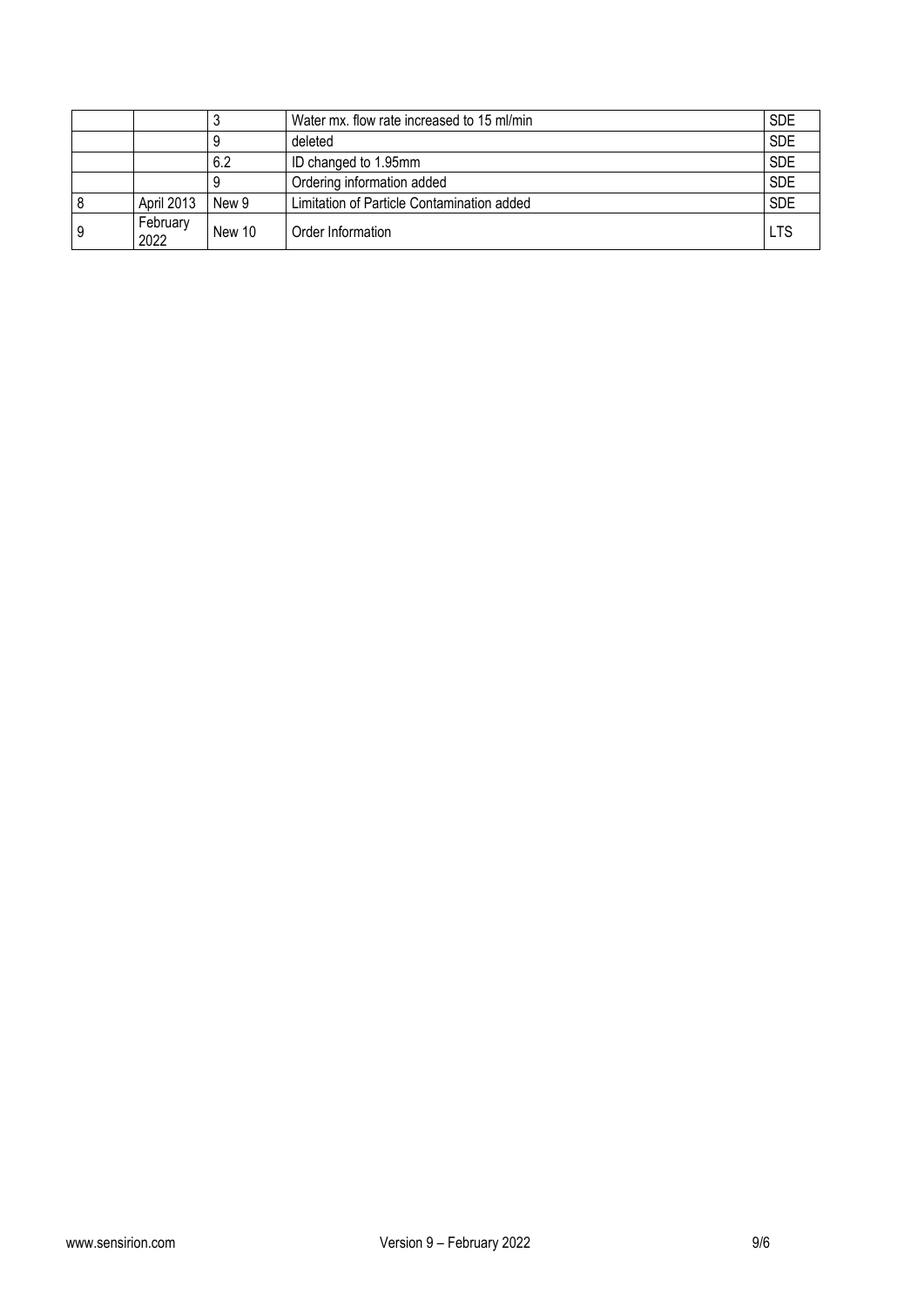| | | | | |
|---|---|---|---|---|
| | | 3 | Water mx. flow rate increased to 15 ml/min | SDE |
| | | 9 | deleted | SDE |
| | | 6.2 | ID changed to 1.95mm | SDE |
| | | 9 | Ordering information added | SDE |
| 8 | April 2013 | New 9 | Limitation of Particle Contamination added | SDE |
| 9 | February 2022 | New 10 | Order Information | LTS |